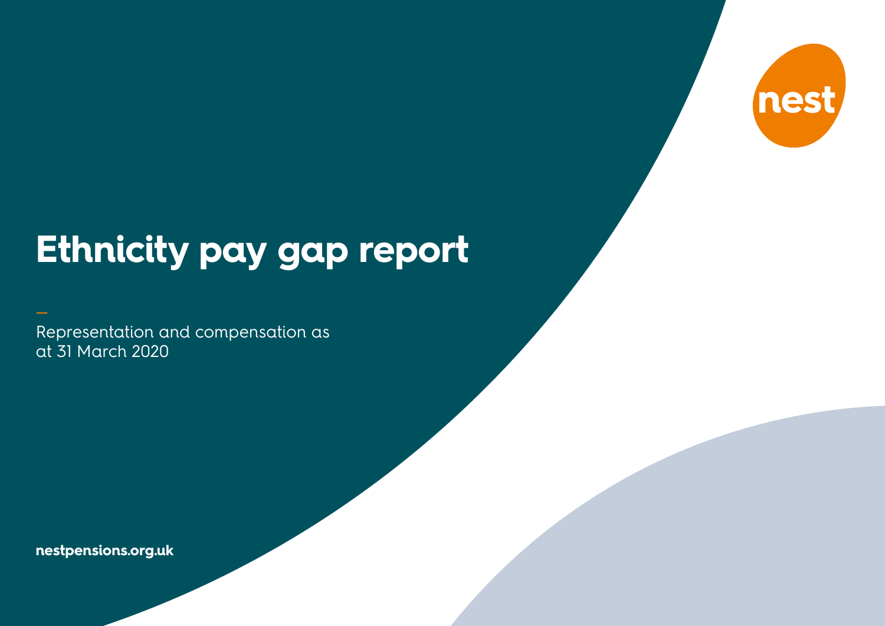nest

# Ethnicity pay gap report

Representation and compensation as at 31 March 2020

nestpensions.org.uk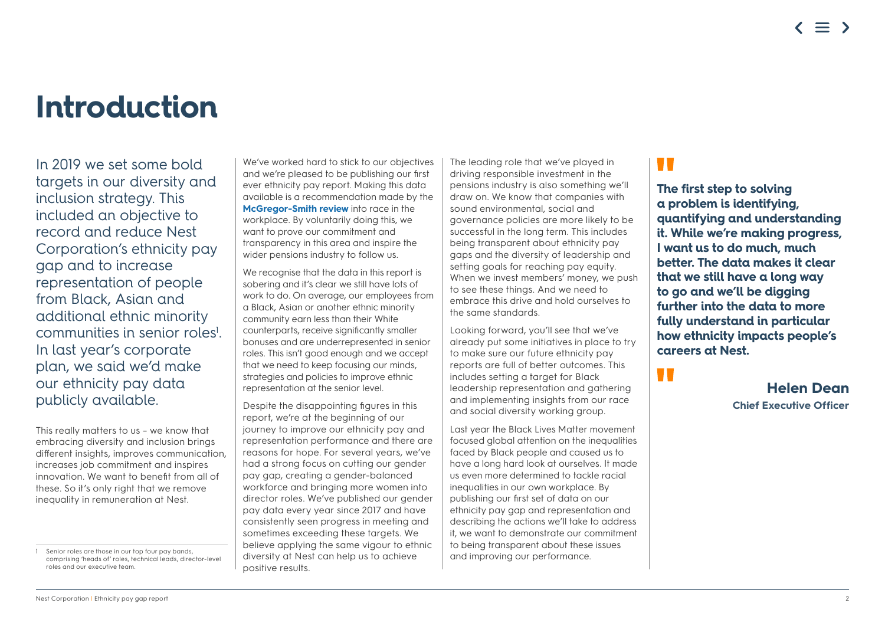# Introduction

In 2019 we set some bold targets in our diversity and inclusion strategy. This included an objective to record and reduce Nest Corporation's ethnicity pay gap and to increase representation of people from Black, Asian and additional ethnic minority communities in senior roles[1]. In last year's corporate plan, we said we'd make our ethnicity pay data publicly available.

This really matters to us – we know that embracing diversity and inclusion brings different insights, improves communication, increases job commitment and inspires innovation. We want to benefit from all of these. So it's only right that we remove inequality in remuneration at Nest.

We've worked hard to stick to our objectives and we're pleased to be publishing our first ever ethnicity pay report. Making this data available is a recommendation made by the **McGregor-Smith review** into race in the workplace. By voluntarily doing this, we want to prove our commitment and transparency in this area and inspire the wider pensions industry to follow us.

We recognise that the data in this report is sobering and it's clear we still have lots of work to do. On average, our employees from a Black, Asian or another ethnic minority community earn less than their White counterparts, receive significantly smaller bonuses and are underrepresented in senior roles. This isn't good enough and we accept that we need to keep focusing our minds, strategies and policies to improve ethnic representation at the senior level.

Despite the disappointing figures in this report, we're at the beginning of our journey to improve our ethnicity pay and representation performance and there are reasons for hope. For several years, we've had a strong focus on cutting our gender pay gap, creating a gender-balanced workforce and bringing more women into director roles. We've published our gender pay data every year since 2017 and have consistently seen progress in meeting and sometimes exceeding these targets. We believe applying the same vigour to ethnic diversity at Nest can help us to achieve positive results.

The leading role that we've played in driving responsible investment in the pensions industry is also something we'll draw on. We know that companies with sound environmental, social and governance policies are more likely to be successful in the long term. This includes being transparent about ethnicity pay gaps and the diversity of leadership and setting goals for reaching pay equity. When we invest members' money, we push to see these things. And we need to embrace this drive and hold ourselves to the same standards.

Looking forward, you'll see that we've already put some initiatives in place to try to make sure our future ethnicity pay reports are full of better outcomes. This includes setting a target for Black leadership representation and gathering and implementing insights from our race and social diversity working group.

Last year the Black Lives Matter movement focused global attention on the inequalities faced by Black people and caused us to have a long hard look at ourselves. It made us even more determined to tackle racial inequalities in our own workplace. By publishing our first set of data on our ethnicity pay gap and representation and describing the actions we'll take to address it, we want to demonstrate our commitment to being transparent about these issues and improving our performance.

> **The first step to solving a problem is identifying, quantifying and understanding it. While we're making progress, I want us to do much, much better. The data makes it clear that we still have a long way to go and we'll be digging further into the data to more fully understand in particular how ethnicity impacts people's careers at Nest.**
>
> **Helen Dean**
> **Chief Executive Officer**

1 Senior roles are those in our top four pay bands, comprising 'heads of' roles, technical leads, director-level roles and our executive team.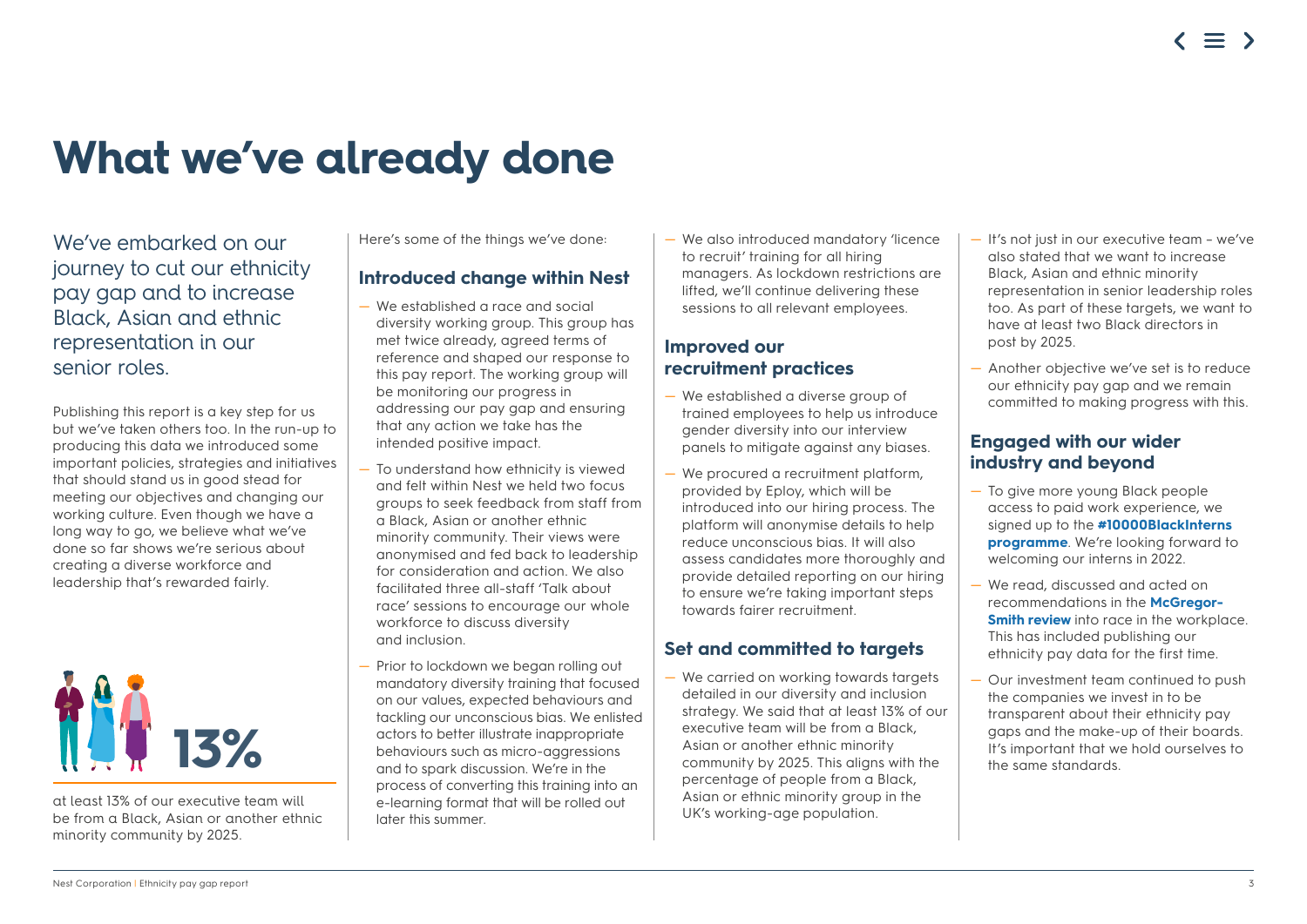# What we've already done

We've embarked on our journey to cut our ethnicity pay gap and to increase Black, Asian and ethnic representation in our senior roles.

Publishing this report is a key step for us but we've taken others too. In the run-up to producing this data we introduced some important policies, strategies and initiatives that should stand us in good stead for meeting our objectives and changing our working culture. Even though we have a long way to go, we believe what we've done so far shows we're serious about creating a diverse workforce and leadership that's rewarded fairly.

**13%**

at least 13% of our executive team will be from a Black, Asian or another ethnic minority community by 2025.

Here's some of the things we've done:

## Introduced change within Nest

- We established a race and social diversity working group. This group has met twice already, agreed terms of reference and shaped our response to this pay report. The working group will be monitoring our progress in addressing our pay gap and ensuring that any action we take has the intended positive impact.
- To understand how ethnicity is viewed and felt within Nest we held two focus groups to seek feedback from staff from a Black, Asian or another ethnic minority community. Their views were anonymised and fed back to leadership for consideration and action. We also facilitated three all-staff 'Talk about race' sessions to encourage our whole workforce to discuss diversity and inclusion.
- Prior to lockdown we began rolling out mandatory diversity training that focused on our values, expected behaviours and tackling our unconscious bias. We enlisted actors to better illustrate inappropriate behaviours such as micro-aggressions and to spark discussion. We're in the process of converting this training into an e-learning format that will be rolled out later this summer.
- We also introduced mandatory 'licence to recruit' training for all hiring managers. As lockdown restrictions are lifted, we'll continue delivering these sessions to all relevant employees.

## Improved our recruitment practices

- We established a diverse group of trained employees to help us introduce gender diversity into our interview panels to mitigate against any biases.
- We procured a recruitment platform, provided by Eploy, which will be introduced into our hiring process. The platform will anonymise details to help reduce unconscious bias. It will also assess candidates more thoroughly and provide detailed reporting on our hiring to ensure we're taking important steps towards fairer recruitment.

## Set and committed to targets

- We carried on working towards targets detailed in our diversity and inclusion strategy. We said that at least 13% of our executive team will be from a Black, Asian or another ethnic minority community by 2025. This aligns with the percentage of people from a Black, Asian or ethnic minority group in the UK's working-age population.
- It's not just in our executive team – we've also stated that we want to increase Black, Asian and ethnic minority representation in senior leadership roles too. As part of these targets, we want to have at least two Black directors in post by 2025.
- Another objective we've set is to reduce our ethnicity pay gap and we remain committed to making progress with this.

## Engaged with our wider industry and beyond

- To give more young Black people access to paid work experience, we signed up to the **#10000BlackInterns programme**. We're looking forward to welcoming our interns in 2022.
- We read, discussed and acted on recommendations in the **McGregor-Smith review** into race in the workplace. This has included publishing our ethnicity pay data for the first time.
- Our investment team continued to push the companies we invest in to be transparent about their ethnicity pay gaps and the make-up of their boards. It's important that we hold ourselves to the same standards.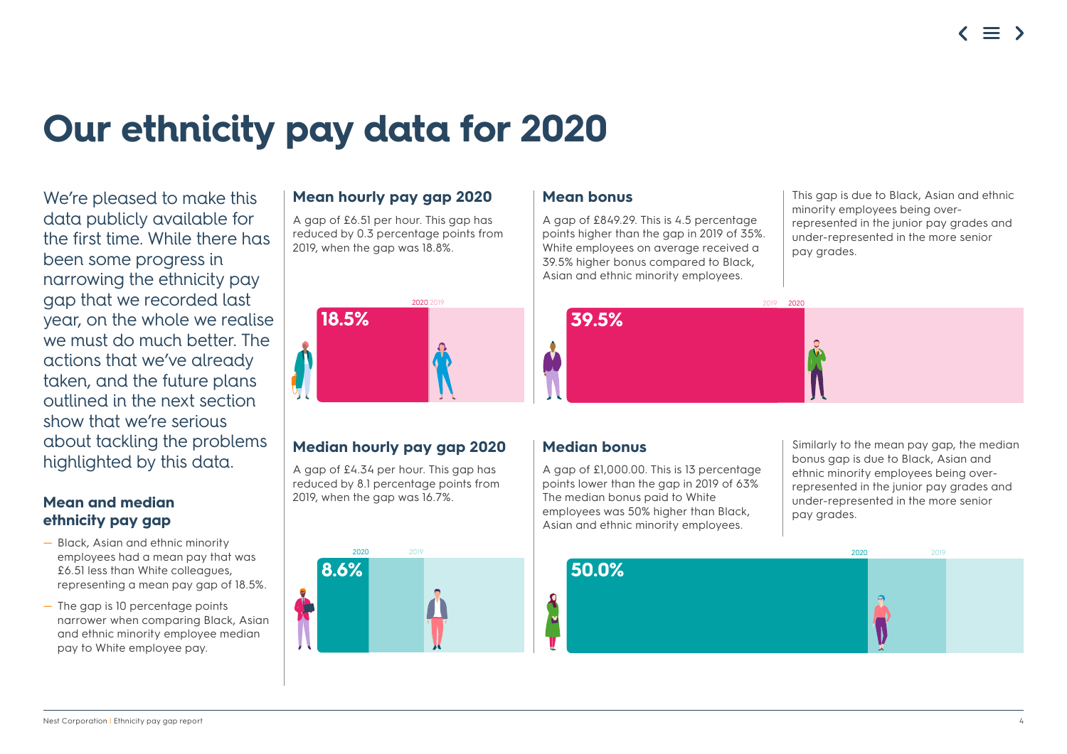# Our ethnicity pay data for 2020

We're pleased to make this data publicly available for the first time. While there has been some progress in narrowing the ethnicity pay gap that we recorded last year, on the whole we realise we must do much better. The actions that we've already taken, and the future plans outlined in the next section show that we're serious about tackling the problems highlighted by this data.

## Mean and median ethnicity pay gap

- Black, Asian and ethnic minority employees had a mean pay that was £6.51 less than White colleagues, representing a mean pay gap of 18.5%.
- The gap is 10 percentage points narrower when comparing Black, Asian and ethnic minority employee median pay to White employee pay.

## Mean hourly pay gap 2020

A gap of £6.51 per hour. This gap has reduced by 0.3 percentage points from 2019, when the gap was 18.8%.

2020 2019

18.5%

## Median hourly pay gap 2020

A gap of £4.34 per hour. This gap has reduced by 8.1 percentage points from 2019, when the gap was 16.7%.

2020 2019

8.6%

## Mean bonus

A gap of £849.29. This is 4.5 percentage points higher than the gap in 2019 of 35%. White employees on average received a 39.5% higher bonus compared to Black, Asian and ethnic minority employees.

This gap is due to Black, Asian and ethnic minority employees being over-represented in the junior pay grades and under-represented in the more senior pay grades.

2019 2020

39.5%

## Median bonus

A gap of £1,000.00. This is 13 percentage points lower than the gap in 2019 of 63% The median bonus paid to White employees was 50% higher than Black, Asian and ethnic minority employees.

Similarly to the mean pay gap, the median bonus gap is due to Black, Asian and ethnic minority employees being over-represented in the junior pay grades and under-represented in the more senior pay grades.

2020 2019

50.0%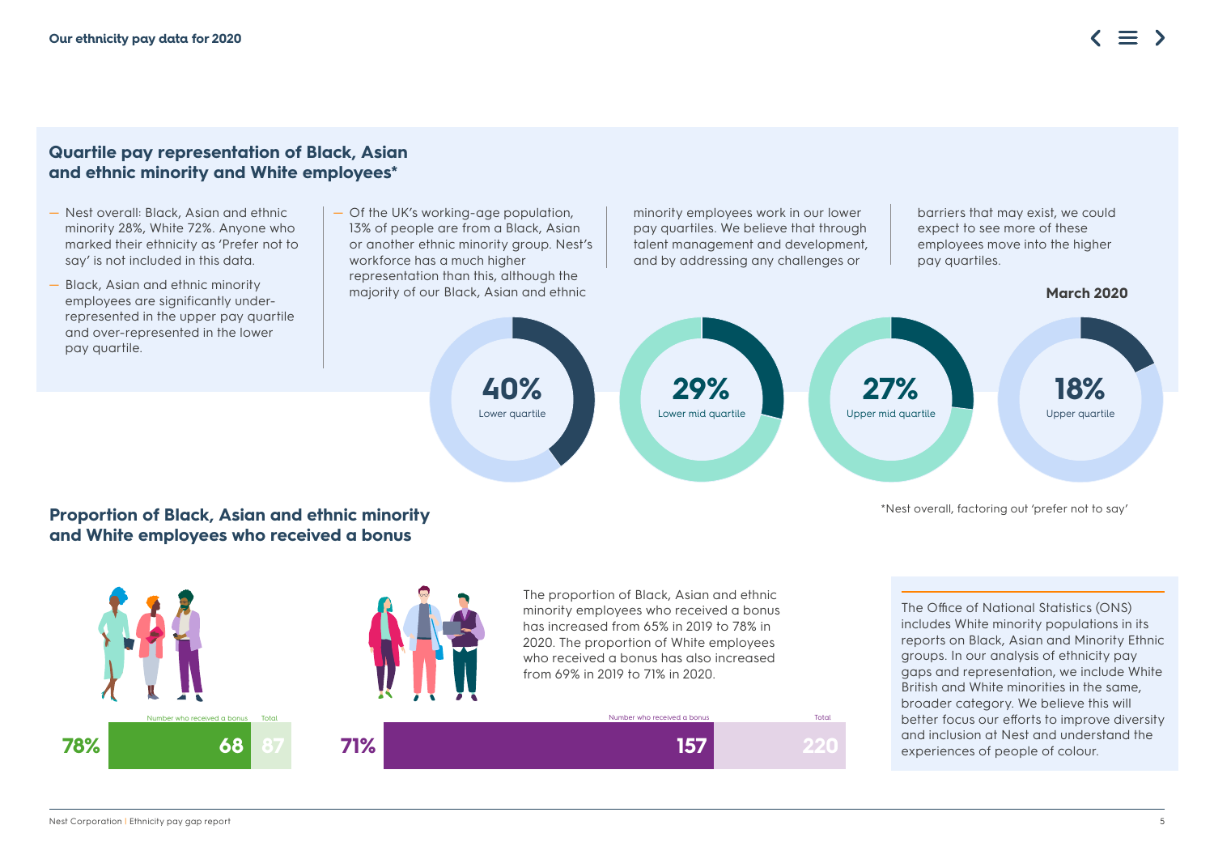## Quartile pay representation of Black, Asian and ethnic minority and White employees*

- Nest overall: Black, Asian and ethnic minority 28%, White 72%. Anyone who marked their ethnicity as 'Prefer not to say' is not included in this data.
- Black, Asian and ethnic minority employees are significantly under-represented in the upper pay quartile and over-represented in the lower pay quartile.
- Of the UK's working-age population, 13% of people are from a Black, Asian or another ethnic minority group. Nest's workforce has a much higher representation than this, although the majority of our Black, Asian and ethnic minority employees work in our lower pay quartiles. We believe that through talent management and development, and by addressing any challenges or barriers that may exist, we could expect to see more of these employees move into the higher pay quartiles.

**March 2020**

| Quartile | Black, Asian and ethnic minority |
| --- | --- |
| Lower quartile | 40% |
| Lower mid quartile | 29% |
| Upper mid quartile | 27% |
| Upper quartile | 18% |

*Nest overall, factoring out 'prefer not to say'

## Proportion of Black, Asian and ethnic minority and White employees who received a bonus

The proportion of Black, Asian and ethnic minority employees who received a bonus has increased from 65% in 2019 to 78% in 2020. The proportion of White employees who received a bonus has also increased from 69% in 2019 to 71% in 2020.

| | Proportion | Number who received a bonus | Total |
| --- | --- | --- | --- |
| Black, Asian and ethnic minority | 78% | 68 | 87 |
| White | 71% | 157 | 220 |

The Office of National Statistics (ONS) includes White minority populations in its reports on Black, Asian and Minority Ethnic groups. In our analysis of ethnicity pay gaps and representation, we include White British and White minorities in the same, broader category. We believe this will better focus our efforts to improve diversity and inclusion at Nest and understand the experiences of people of colour.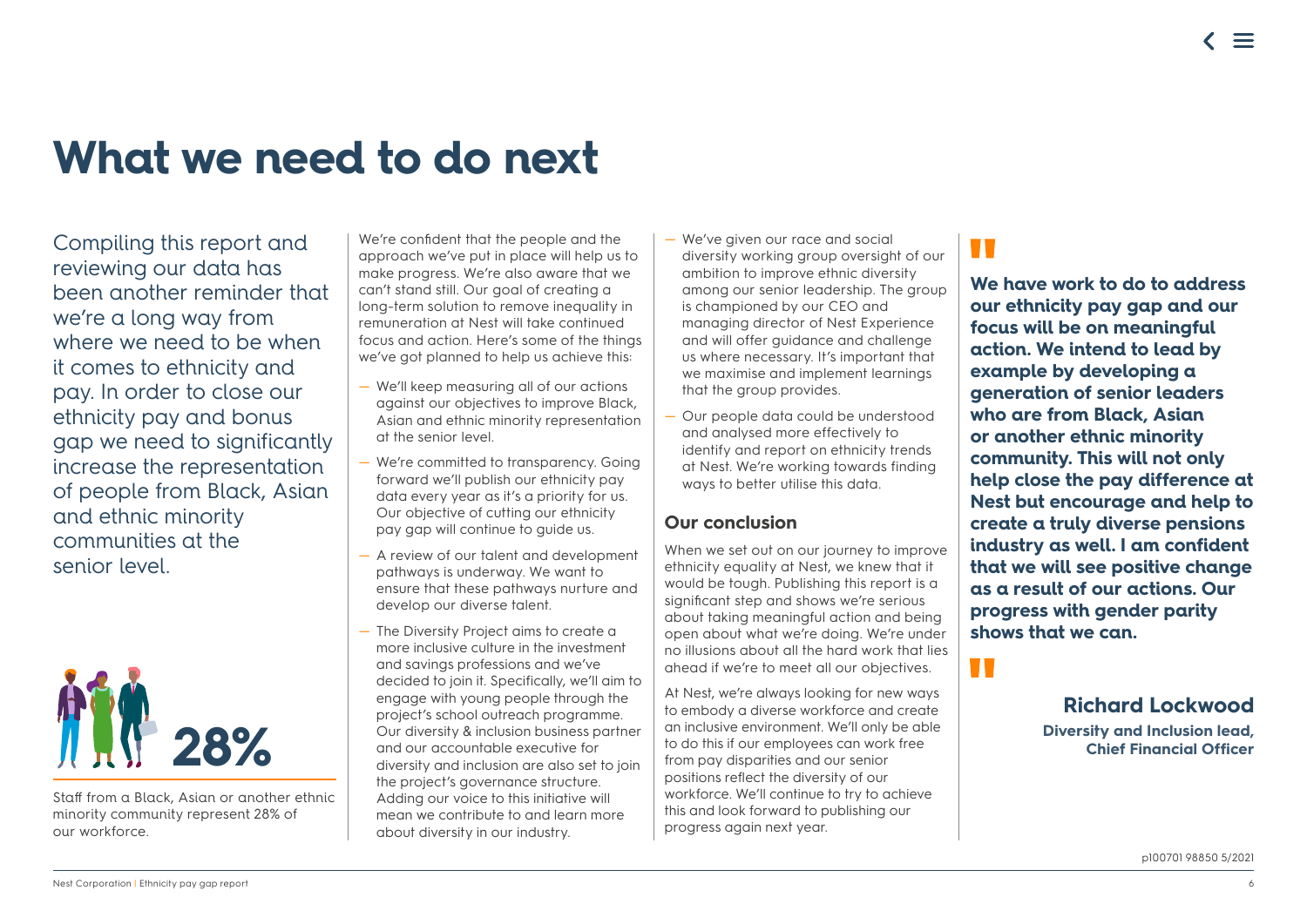# What we need to do next

Compiling this report and reviewing our data has been another reminder that we're a long way from where we need to be when it comes to ethnicity and pay. In order to close our ethnicity pay and bonus gap we need to significantly increase the representation of people from Black, Asian and ethnic minority communities at the senior level.

28%

Staff from a Black, Asian or another ethnic minority community represent 28% of our workforce.

We're confident that the people and the approach we've put in place will help us to make progress. We're also aware that we can't stand still. Our goal of creating a long-term solution to remove inequality in remuneration at Nest will take continued focus and action. Here's some of the things we've got planned to help us achieve this:

- We'll keep measuring all of our actions against our objectives to improve Black, Asian and ethnic minority representation at the senior level.
- We're committed to transparency. Going forward we'll publish our ethnicity pay data every year as it's a priority for us. Our objective of cutting our ethnicity pay gap will continue to guide us.
- A review of our talent and development pathways is underway. We want to ensure that these pathways nurture and develop our diverse talent.
- The Diversity Project aims to create a more inclusive culture in the investment and savings professions and we've decided to join it. Specifically, we'll aim to engage with young people through the project's school outreach programme. Our diversity & inclusion business partner and our accountable executive for diversity and inclusion are also set to join the project's governance structure. Adding our voice to this initiative will mean we contribute to and learn more about diversity in our industry.
- We've given our race and social diversity working group oversight of our ambition to improve ethnic diversity among our senior leadership. The group is championed by our CEO and managing director of Nest Experience and will offer guidance and challenge us where necessary. It's important that we maximise and implement learnings that the group provides.
- Our people data could be understood and analysed more effectively to identify and report on ethnicity trends at Nest. We're working towards finding ways to better utilise this data.

## Our conclusion

When we set out on our journey to improve ethnicity equality at Nest, we knew that it would be tough. Publishing this report is a significant step and shows we're serious about taking meaningful action and being open about what we're doing. We're under no illusions about all the hard work that lies ahead if we're to meet all our objectives.

At Nest, we're always looking for new ways to embody a diverse workforce and create an inclusive environment. We'll only be able to do this if our employees can work free from pay disparities and our senior positions reflect the diversity of our workforce. We'll continue to try to achieve this and look forward to publishing our progress again next year.

> **We have work to do to address our ethnicity pay gap and our focus will be on meaningful action. We intend to lead by example by developing a generation of senior leaders who are from Black, Asian or another ethnic minority community. This will not only help close the pay difference at Nest but encourage and help to create a truly diverse pensions industry as well. I am confident that we will see positive change as a result of our actions. Our progress with gender parity shows that we can.**

**Richard Lockwood**
**Diversity and Inclusion lead, Chief Financial Officer**

p100701 98850 5/2021